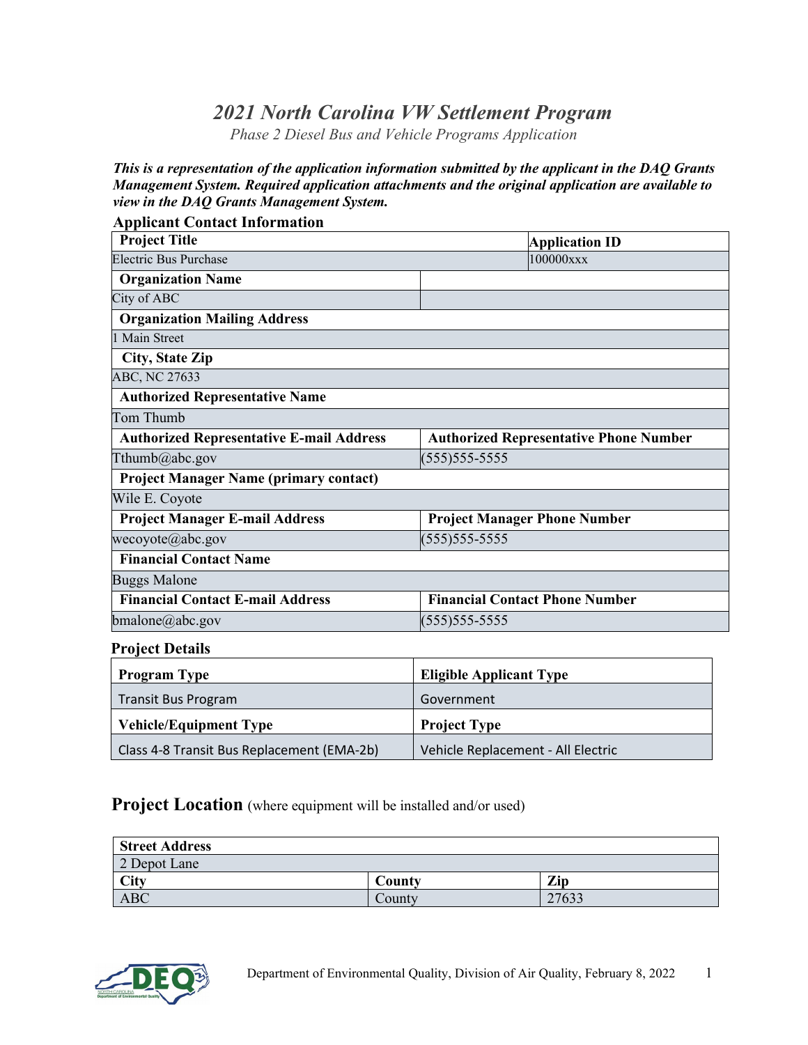# *2021 North Carolina VW Settlement Program*

*Phase 2 Diesel Bus and Vehicle Programs Application*

***This is a representation of the application information submitted by the applicant in the DAQ Grants Management System. Required application attachments and the original application are available to view in the DAQ Grants Management System.***

## Applicant Contact Information

| **Project Title** | **Application ID** |
|---|---|
| Electric Bus Purchase | 100000xxx |
| **Organization Name** | |
| City of ABC | |
| **Organization Mailing Address** | |
| 1 Main Street | |
| **City, State Zip** | |
| ABC, NC 27633 | |
| **Authorized Representative Name** | |
| Tom Thumb | |
| **Authorized Representative E-mail Address** | **Authorized Representative Phone Number** |
| Tthumb@abc.gov | (555)555-5555 |
| **Project Manager Name (primary contact)** | |
| Wile E. Coyote | |
| **Project Manager E-mail Address** | **Project Manager Phone Number** |
| wecoyote@abc.gov | (555)555-5555 |
| **Financial Contact Name** | |
| Buggs Malone | |
| **Financial Contact E-mail Address** | **Financial Contact Phone Number** |
| bmalone@abc.gov | (555)555-5555 |

## Project Details

| **Program Type** | **Eligible Applicant Type** |
|---|---|
| Transit Bus Program | Government |
| **Vehicle/Equipment Type** | **Project Type** |
| Class 4-8 Transit Bus Replacement (EMA-2b) | Vehicle Replacement - All Electric |

## Project Location (where equipment will be installed and/or used)

| **Street Address** | | |
|---|---|---|
| 2 Depot Lane | | |
| **City** | **County** | **Zip** |
| ABC | County | 27633 |

Department of Environmental Quality, Division of Air Quality, February 8, 2022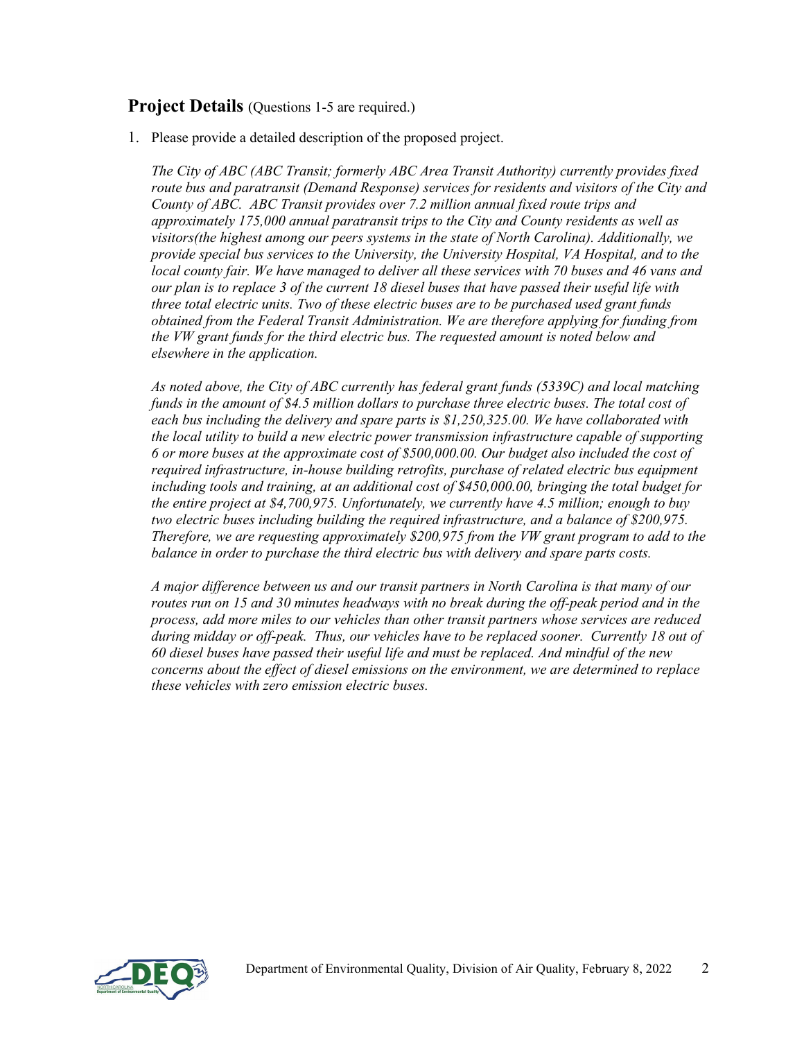## **Project Details** (Questions 1-5 are required.)

1. Please provide a detailed description of the proposed project.

   *The City of ABC (ABC Transit; formerly ABC Area Transit Authority) currently provides fixed route bus and paratransit (Demand Response) services for residents and visitors of the City and County of ABC. ABC Transit provides over 7.2 million annual fixed route trips and approximately 175,000 annual paratransit trips to the City and County residents as well as visitors(the highest among our peers systems in the state of North Carolina). Additionally, we provide special bus services to the University, the University Hospital, VA Hospital, and to the local county fair. We have managed to deliver all these services with 70 buses and 46 vans and our plan is to replace 3 of the current 18 diesel buses that have passed their useful life with three total electric units. Two of these electric buses are to be purchased used grant funds obtained from the Federal Transit Administration. We are therefore applying for funding from the VW grant funds for the third electric bus. The requested amount is noted below and elsewhere in the application.*

   *As noted above, the City of ABC currently has federal grant funds (5339C) and local matching funds in the amount of $4.5 million dollars to purchase three electric buses. The total cost of each bus including the delivery and spare parts is $1,250,325.00. We have collaborated with the local utility to build a new electric power transmission infrastructure capable of supporting 6 or more buses at the approximate cost of $500,000.00. Our budget also included the cost of required infrastructure, in-house building retrofits, purchase of related electric bus equipment including tools and training, at an additional cost of $450,000.00, bringing the total budget for the entire project at $4,700,975. Unfortunately, we currently have 4.5 million; enough to buy two electric buses including building the required infrastructure, and a balance of $200,975. Therefore, we are requesting approximately $200,975 from the VW grant program to add to the balance in order to purchase the third electric bus with delivery and spare parts costs.*

   *A major difference between us and our transit partners in North Carolina is that many of our routes run on 15 and 30 minutes headways with no break during the off-peak period and in the process, add more miles to our vehicles than other transit partners whose services are reduced during midday or off-peak. Thus, our vehicles have to be replaced sooner. Currently 18 out of 60 diesel buses have passed their useful life and must be replaced. And mindful of the new concerns about the effect of diesel emissions on the environment, we are determined to replace these vehicles with zero emission electric buses.*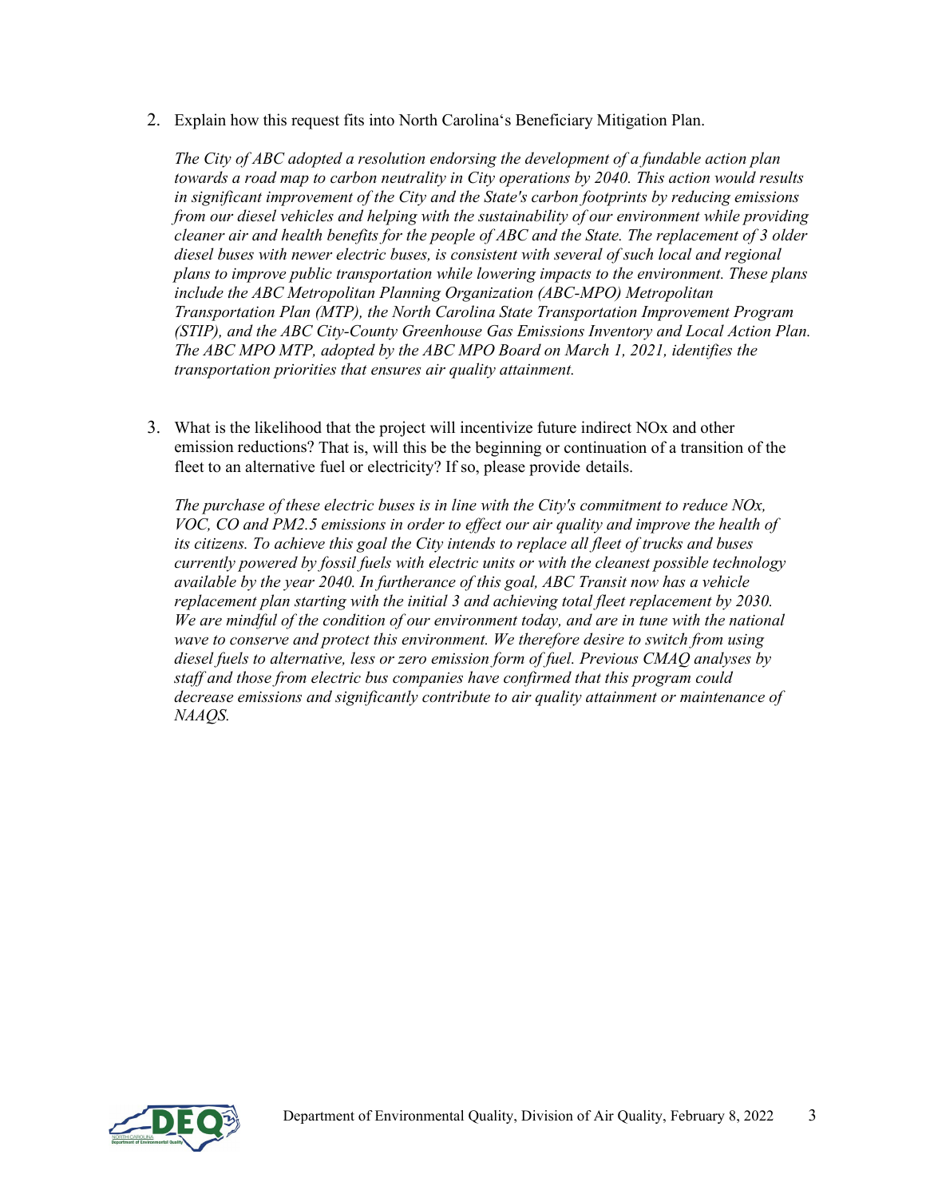2. Explain how this request fits into North Carolina's Beneficiary Mitigation Plan.

   *The City of ABC adopted a resolution endorsing the development of a fundable action plan towards a road map to carbon neutrality in City operations by 2040. This action would results in significant improvement of the City and the State's carbon footprints by reducing emissions from our diesel vehicles and helping with the sustainability of our environment while providing cleaner air and health benefits for the people of ABC and the State. The replacement of 3 older diesel buses with newer electric buses, is consistent with several of such local and regional plans to improve public transportation while lowering impacts to the environment. These plans include the ABC Metropolitan Planning Organization (ABC-MPO) Metropolitan Transportation Plan (MTP), the North Carolina State Transportation Improvement Program (STIP), and the ABC City-County Greenhouse Gas Emissions Inventory and Local Action Plan. The ABC MPO MTP, adopted by the ABC MPO Board on March 1, 2021, identifies the transportation priorities that ensures air quality attainment.*

3. What is the likelihood that the project will incentivize future indirect NOx and other emission reductions? That is, will this be the beginning or continuation of a transition of the fleet to an alternative fuel or electricity? If so, please provide details.

   *The purchase of these electric buses is in line with the City's commitment to reduce NOx, VOC, CO and PM2.5 emissions in order to effect our air quality and improve the health of its citizens. To achieve this goal the City intends to replace all fleet of trucks and buses currently powered by fossil fuels with electric units or with the cleanest possible technology available by the year 2040. In furtherance of this goal, ABC Transit now has a vehicle replacement plan starting with the initial 3 and achieving total fleet replacement by 2030. We are mindful of the condition of our environment today, and are in tune with the national wave to conserve and protect this environment. We therefore desire to switch from using diesel fuels to alternative, less or zero emission form of fuel. Previous CMAQ analyses by staff and those from electric bus companies have confirmed that this program could decrease emissions and significantly contribute to air quality attainment or maintenance of NAAQS.*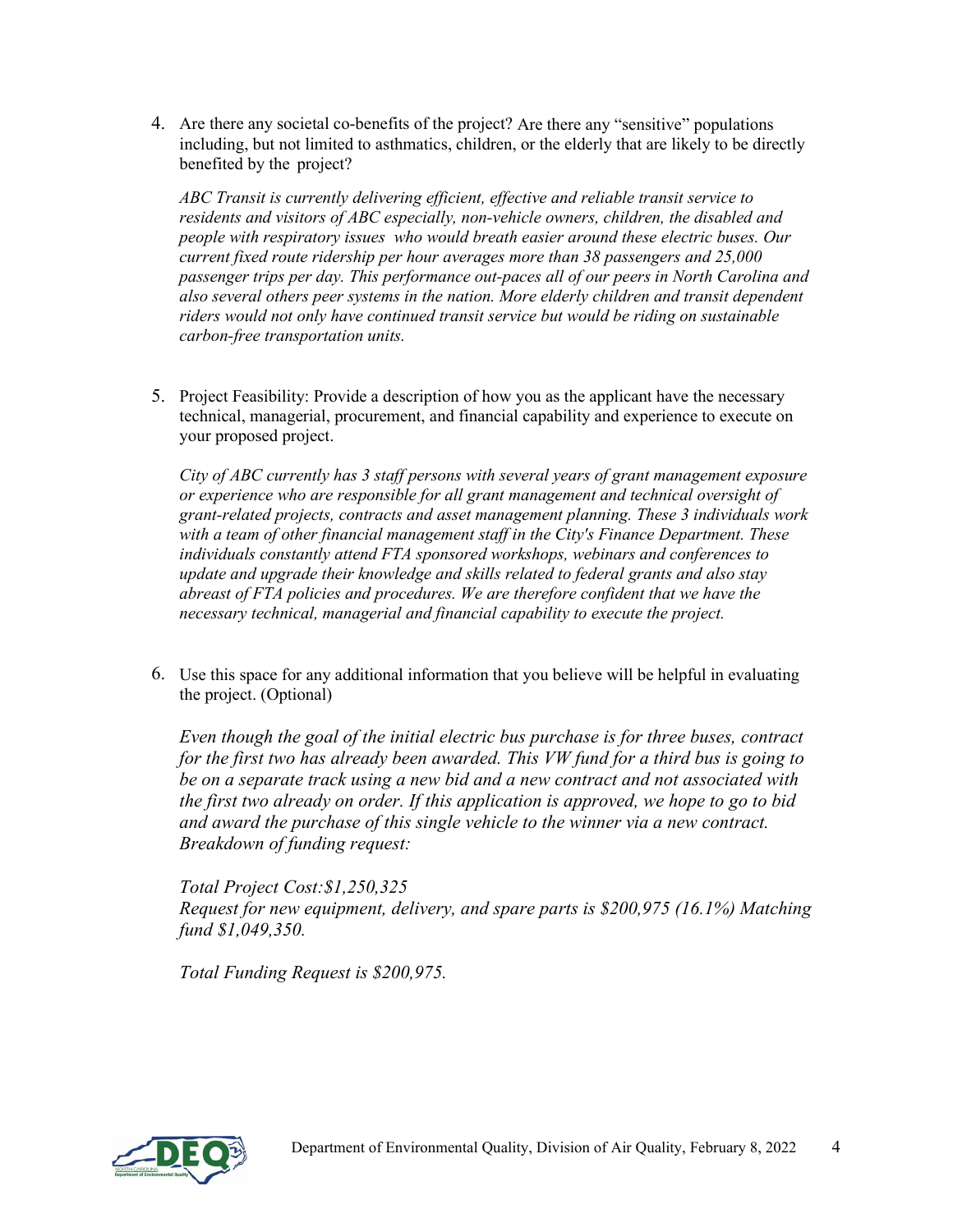4. Are there any societal co-benefits of the project? Are there any "sensitive" populations including, but not limited to asthmatics, children, or the elderly that are likely to be directly benefited by the project?

   *ABC Transit is currently delivering efficient, effective and reliable transit service to residents and visitors of ABC especially, non-vehicle owners, children, the disabled and people with respiratory issues who would breath easier around these electric buses. Our current fixed route ridership per hour averages more than 38 passengers and 25,000 passenger trips per day. This performance out-paces all of our peers in North Carolina and also several others peer systems in the nation. More elderly children and transit dependent riders would not only have continued transit service but would be riding on sustainable carbon-free transportation units.*

5. Project Feasibility: Provide a description of how you as the applicant have the necessary technical, managerial, procurement, and financial capability and experience to execute on your proposed project.

   *City of ABC currently has 3 staff persons with several years of grant management exposure or experience who are responsible for all grant management and technical oversight of grant-related projects, contracts and asset management planning. These 3 individuals work with a team of other financial management staff in the City's Finance Department. These individuals constantly attend FTA sponsored workshops, webinars and conferences to update and upgrade their knowledge and skills related to federal grants and also stay abreast of FTA policies and procedures. We are therefore confident that we have the necessary technical, managerial and financial capability to execute the project.*

6. Use this space for any additional information that you believe will be helpful in evaluating the project. (Optional)

   *Even though the goal of the initial electric bus purchase is for three buses, contract for the first two has already been awarded. This VW fund for a third bus is going to be on a separate track using a new bid and a new contract and not associated with the first two already on order. If this application is approved, we hope to go to bid and award the purchase of this single vehicle to the winner via a new contract. Breakdown of funding request:*

   *Total Project Cost:$1,250,325*
   *Request for new equipment, delivery, and spare parts is $200,975 (16.1%) Matching fund $1,049,350.*

   *Total Funding Request is $200,975.*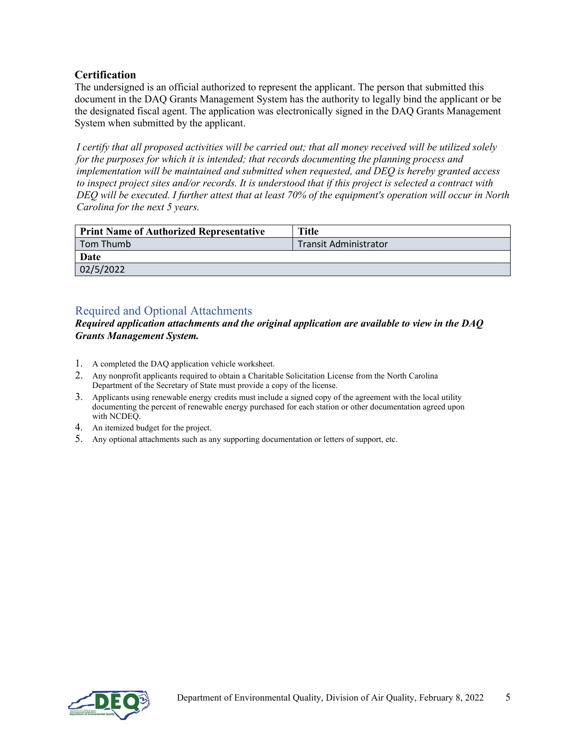### Certification

The undersigned is an official authorized to represent the applicant. The person that submitted this document in the DAQ Grants Management System has the authority to legally bind the applicant or be the designated fiscal agent. The application was electronically signed in the DAQ Grants Management System when submitted by the applicant.

*I certify that all proposed activities will be carried out; that all money received will be utilized solely for the purposes for which it is intended; that records documenting the planning process and implementation will be maintained and submitted when requested, and DEQ is hereby granted access to inspect project sites and/or records. It is understood that if this project is selected a contract with DEQ will be executed. I further attest that at least 70% of the equipment's operation will occur in North Carolina for the next 5 years.*

| **Print Name of Authorized Representative** | **Title** |
|---|---|
| Tom Thumb | Transit Administrator |
| **Date** | |
| 02/5/2022 | |

## Required and Optional Attachments

***Required application attachments and the original application are available to view in the DAQ Grants Management System.***

1. A completed the DAQ application vehicle worksheet.
2. Any nonprofit applicants required to obtain a Charitable Solicitation License from the North Carolina Department of the Secretary of State must provide a copy of the license.
3. Applicants using renewable energy credits must include a signed copy of the agreement with the local utility documenting the percent of renewable energy purchased for each station or other documentation agreed upon with NCDEQ.
4. An itemized budget for the project.
5. Any optional attachments such as any supporting documentation or letters of support, etc.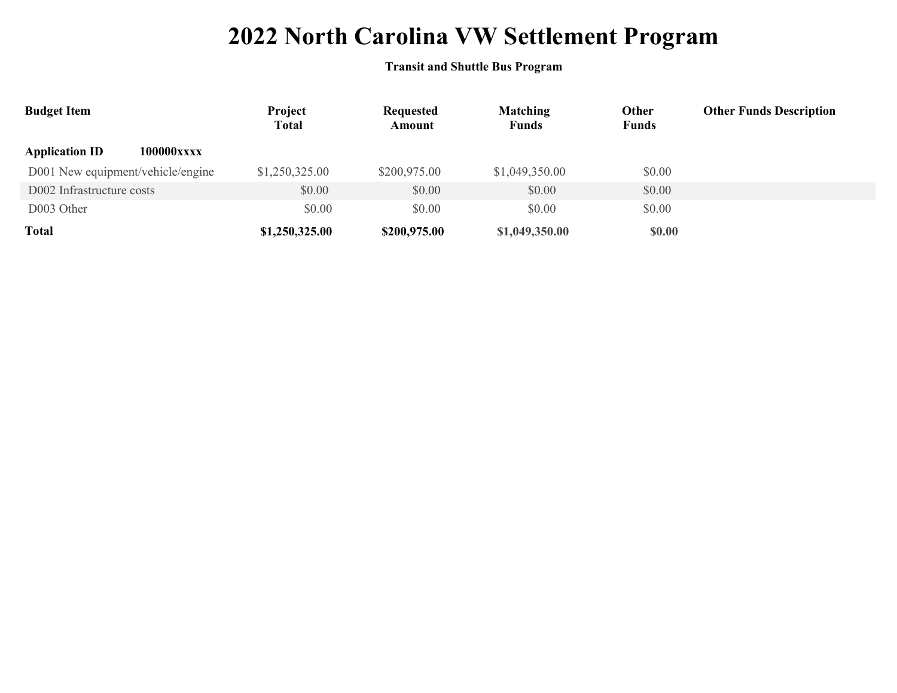# 2022 North Carolina VW Settlement Program

**Transit and Shuttle Bus Program**

| Budget Item | Project Total | Requested Amount | Matching Funds | Other Funds | Other Funds Description |
|---|---|---|---|---|---|
| **Application ID** **100000xxxx** | | | | | |
| D001 New equipment/vehicle/engine | $1,250,325.00 | $200,975.00 | $1,049,350.00 | $0.00 | |
| D002 Infrastructure costs | $0.00 | $0.00 | $0.00 | $0.00 | |
| D003 Other | $0.00 | $0.00 | $0.00 | $0.00 | |
| **Total** | **$1,250,325.00** | **$200,975.00** | **$1,049,350.00** | **$0.00** | |